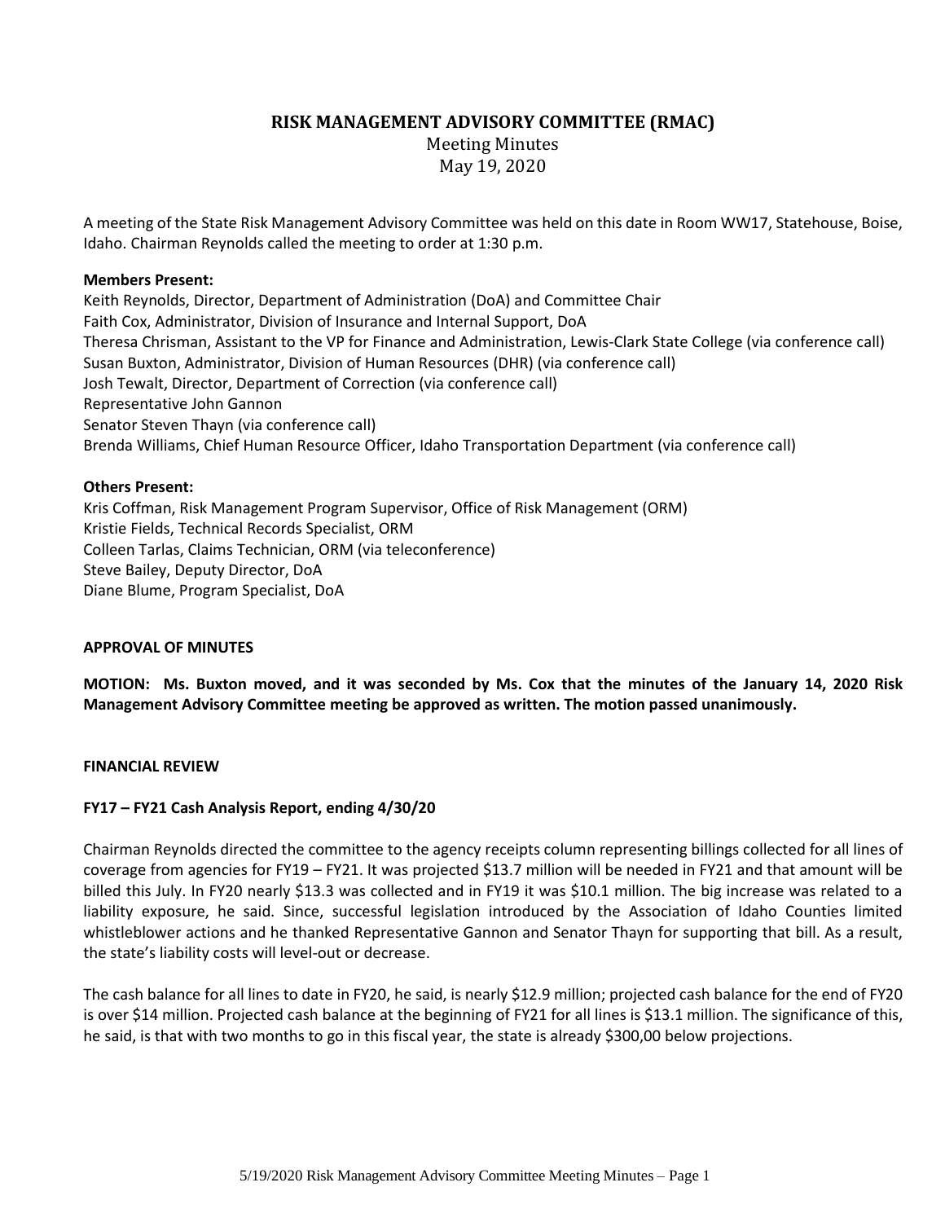# RISK MANAGEMENT ADVISORY COMMITTEE (RMAC)

Meeting Minutes
May 19, 2020

A meeting of the State Risk Management Advisory Committee was held on this date in Room WW17, Statehouse, Boise, Idaho. Chairman Reynolds called the meeting to order at 1:30 p.m.

**Members Present:**
Keith Reynolds, Director, Department of Administration (DoA) and Committee Chair
Faith Cox, Administrator, Division of Insurance and Internal Support, DoA
Theresa Chrisman, Assistant to the VP for Finance and Administration, Lewis-Clark State College (via conference call)
Susan Buxton, Administrator, Division of Human Resources (DHR) (via conference call)
Josh Tewalt, Director, Department of Correction (via conference call)
Representative John Gannon
Senator Steven Thayn (via conference call)
Brenda Williams, Chief Human Resource Officer, Idaho Transportation Department (via conference call)

**Others Present:**
Kris Coffman, Risk Management Program Supervisor, Office of Risk Management (ORM)
Kristie Fields, Technical Records Specialist, ORM
Colleen Tarlas, Claims Technician, ORM (via teleconference)
Steve Bailey, Deputy Director, DoA
Diane Blume, Program Specialist, DoA

**APPROVAL OF MINUTES**

**MOTION: Ms. Buxton moved, and it was seconded by Ms. Cox that the minutes of the January 14, 2020 Risk Management Advisory Committee meeting be approved as written. The motion passed unanimously.**

**FINANCIAL REVIEW**

**FY17 – FY21 Cash Analysis Report, ending 4/30/20**

Chairman Reynolds directed the committee to the agency receipts column representing billings collected for all lines of coverage from agencies for FY19 – FY21. It was projected $13.7 million will be needed in FY21 and that amount will be billed this July. In FY20 nearly $13.3 was collected and in FY19 it was $10.1 million. The big increase was related to a liability exposure, he said. Since, successful legislation introduced by the Association of Idaho Counties limited whistleblower actions and he thanked Representative Gannon and Senator Thayn for supporting that bill. As a result, the state's liability costs will level-out or decrease.

The cash balance for all lines to date in FY20, he said, is nearly $12.9 million; projected cash balance for the end of FY20 is over $14 million. Projected cash balance at the beginning of FY21 for all lines is $13.1 million. The significance of this, he said, is that with two months to go in this fiscal year, the state is already $300,00 below projections.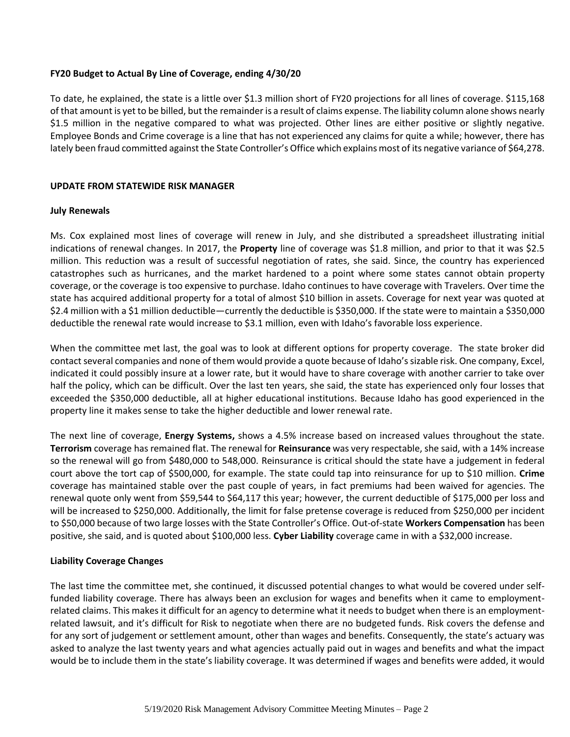**FY20 Budget to Actual By Line of Coverage, ending 4/30/20**

To date, he explained, the state is a little over $1.3 million short of FY20 projections for all lines of coverage. $115,168 of that amount is yet to be billed, but the remainder is a result of claims expense. The liability column alone shows nearly $1.5 million in the negative compared to what was projected. Other lines are either positive or slightly negative. Employee Bonds and Crime coverage is a line that has not experienced any claims for quite a while; however, there has lately been fraud committed against the State Controller's Office which explains most of its negative variance of $64,278.

**UPDATE FROM STATEWIDE RISK MANAGER**

**July Renewals**

Ms. Cox explained most lines of coverage will renew in July, and she distributed a spreadsheet illustrating initial indications of renewal changes. In 2017, the **Property** line of coverage was $1.8 million, and prior to that it was $2.5 million. This reduction was a result of successful negotiation of rates, she said. Since, the country has experienced catastrophes such as hurricanes, and the market hardened to a point where some states cannot obtain property coverage, or the coverage is too expensive to purchase. Idaho continues to have coverage with Travelers. Over time the state has acquired additional property for a total of almost $10 billion in assets. Coverage for next year was quoted at $2.4 million with a $1 million deductible—currently the deductible is $350,000. If the state were to maintain a $350,000 deductible the renewal rate would increase to $3.1 million, even with Idaho's favorable loss experience.

When the committee met last, the goal was to look at different options for property coverage. The state broker did contact several companies and none of them would provide a quote because of Idaho's sizable risk. One company, Excel, indicated it could possibly insure at a lower rate, but it would have to share coverage with another carrier to take over half the policy, which can be difficult. Over the last ten years, she said, the state has experienced only four losses that exceeded the $350,000 deductible, all at higher educational institutions. Because Idaho has good experienced in the property line it makes sense to take the higher deductible and lower renewal rate.

The next line of coverage, **Energy Systems,** shows a 4.5% increase based on increased values throughout the state. **Terrorism** coverage has remained flat. The renewal for **Reinsurance** was very respectable, she said, with a 14% increase so the renewal will go from $480,000 to 548,000. Reinsurance is critical should the state have a judgement in federal court above the tort cap of $500,000, for example. The state could tap into reinsurance for up to $10 million. **Crime** coverage has maintained stable over the past couple of years, in fact premiums had been waived for agencies. The renewal quote only went from $59,544 to $64,117 this year; however, the current deductible of $175,000 per loss and will be increased to $250,000. Additionally, the limit for false pretense coverage is reduced from $250,000 per incident to $50,000 because of two large losses with the State Controller's Office. Out-of-state **Workers Compensation** has been positive, she said, and is quoted about $100,000 less. **Cyber Liability** coverage came in with a $32,000 increase.

**Liability Coverage Changes**

The last time the committee met, she continued, it discussed potential changes to what would be covered under self-funded liability coverage. There has always been an exclusion for wages and benefits when it came to employment-related claims. This makes it difficult for an agency to determine what it needs to budget when there is an employment-related lawsuit, and it's difficult for Risk to negotiate when there are no budgeted funds. Risk covers the defense and for any sort of judgement or settlement amount, other than wages and benefits. Consequently, the state's actuary was asked to analyze the last twenty years and what agencies actually paid out in wages and benefits and what the impact would be to include them in the state's liability coverage. It was determined if wages and benefits were added, it would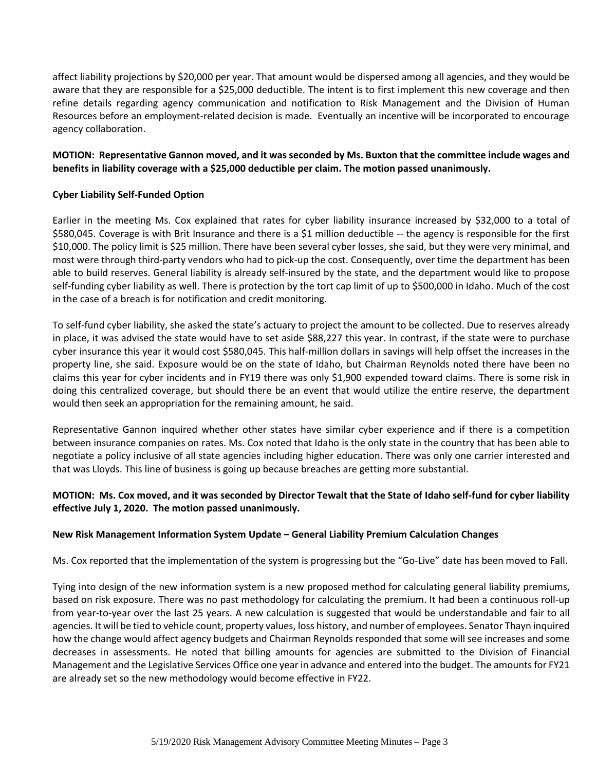affect liability projections by $20,000 per year. That amount would be dispersed among all agencies, and they would be aware that they are responsible for a $25,000 deductible. The intent is to first implement this new coverage and then refine details regarding agency communication and notification to Risk Management and the Division of Human Resources before an employment-related decision is made. Eventually an incentive will be incorporated to encourage agency collaboration.

**MOTION: Representative Gannon moved, and it was seconded by Ms. Buxton that the committee include wages and benefits in liability coverage with a $25,000 deductible per claim. The motion passed unanimously.**

**Cyber Liability Self-Funded Option**

Earlier in the meeting Ms. Cox explained that rates for cyber liability insurance increased by $32,000 to a total of $580,045. Coverage is with Brit Insurance and there is a $1 million deductible -- the agency is responsible for the first $10,000. The policy limit is $25 million. There have been several cyber losses, she said, but they were very minimal, and most were through third-party vendors who had to pick-up the cost. Consequently, over time the department has been able to build reserves. General liability is already self-insured by the state, and the department would like to propose self-funding cyber liability as well. There is protection by the tort cap limit of up to $500,000 in Idaho. Much of the cost in the case of a breach is for notification and credit monitoring.

To self-fund cyber liability, she asked the state's actuary to project the amount to be collected. Due to reserves already in place, it was advised the state would have to set aside $88,227 this year. In contrast, if the state were to purchase cyber insurance this year it would cost $580,045. This half-million dollars in savings will help offset the increases in the property line, she said. Exposure would be on the state of Idaho, but Chairman Reynolds noted there have been no claims this year for cyber incidents and in FY19 there was only $1,900 expended toward claims. There is some risk in doing this centralized coverage, but should there be an event that would utilize the entire reserve, the department would then seek an appropriation for the remaining amount, he said.

Representative Gannon inquired whether other states have similar cyber experience and if there is a competition between insurance companies on rates. Ms. Cox noted that Idaho is the only state in the country that has been able to negotiate a policy inclusive of all state agencies including higher education. There was only one carrier interested and that was Lloyds. This line of business is going up because breaches are getting more substantial.

**MOTION: Ms. Cox moved, and it was seconded by Director Tewalt that the State of Idaho self-fund for cyber liability effective July 1, 2020. The motion passed unanimously.**

**New Risk Management Information System Update – General Liability Premium Calculation Changes**

Ms. Cox reported that the implementation of the system is progressing but the "Go-Live" date has been moved to Fall.

Tying into design of the new information system is a new proposed method for calculating general liability premiums, based on risk exposure. There was no past methodology for calculating the premium. It had been a continuous roll-up from year-to-year over the last 25 years. A new calculation is suggested that would be understandable and fair to all agencies. It will be tied to vehicle count, property values, loss history, and number of employees. Senator Thayn inquired how the change would affect agency budgets and Chairman Reynolds responded that some will see increases and some decreases in assessments. He noted that billing amounts for agencies are submitted to the Division of Financial Management and the Legislative Services Office one year in advance and entered into the budget. The amounts for FY21 are already set so the new methodology would become effective in FY22.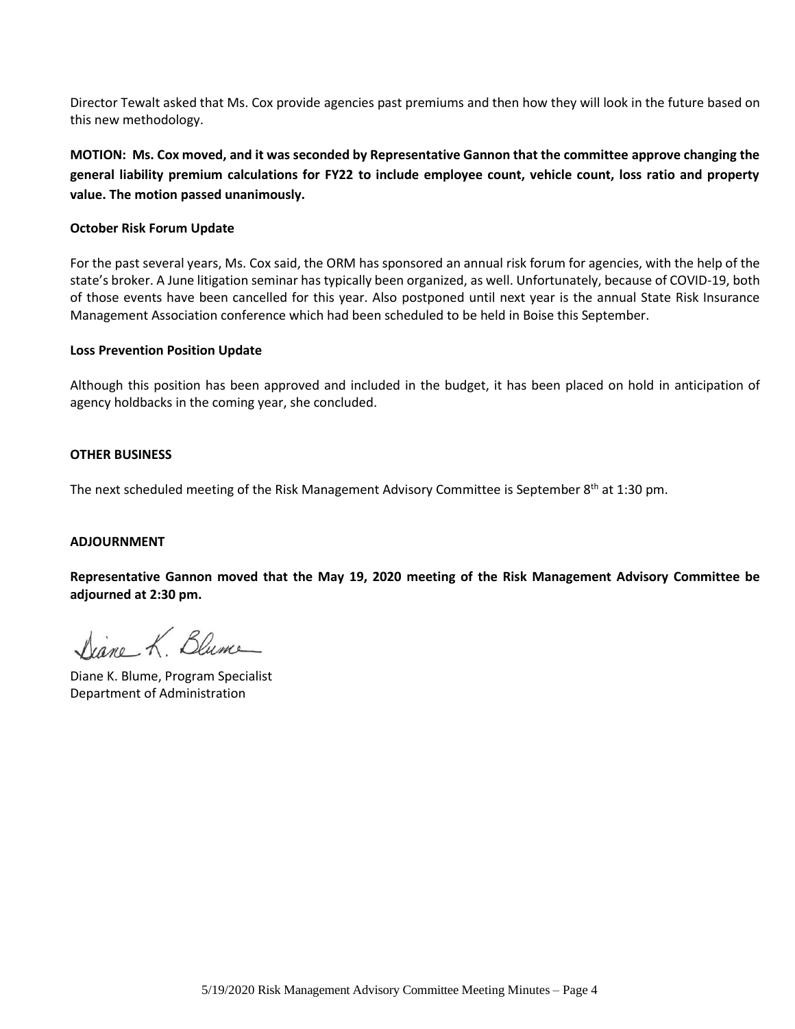Director Tewalt asked that Ms. Cox provide agencies past premiums and then how they will look in the future based on this new methodology.

**MOTION: Ms. Cox moved, and it was seconded by Representative Gannon that the committee approve changing the general liability premium calculations for FY22 to include employee count, vehicle count, loss ratio and property value. The motion passed unanimously.**

**October Risk Forum Update**

For the past several years, Ms. Cox said, the ORM has sponsored an annual risk forum for agencies, with the help of the state's broker. A June litigation seminar has typically been organized, as well. Unfortunately, because of COVID-19, both of those events have been cancelled for this year. Also postponed until next year is the annual State Risk Insurance Management Association conference which had been scheduled to be held in Boise this September.

**Loss Prevention Position Update**

Although this position has been approved and included in the budget, it has been placed on hold in anticipation of agency holdbacks in the coming year, she concluded.

**OTHER BUSINESS**

The next scheduled meeting of the Risk Management Advisory Committee is September 8th at 1:30 pm.

**ADJOURNMENT**

**Representative Gannon moved that the May 19, 2020 meeting of the Risk Management Advisory Committee be adjourned at 2:30 pm.**

Diane K. Blume

Diane K. Blume, Program Specialist
Department of Administration